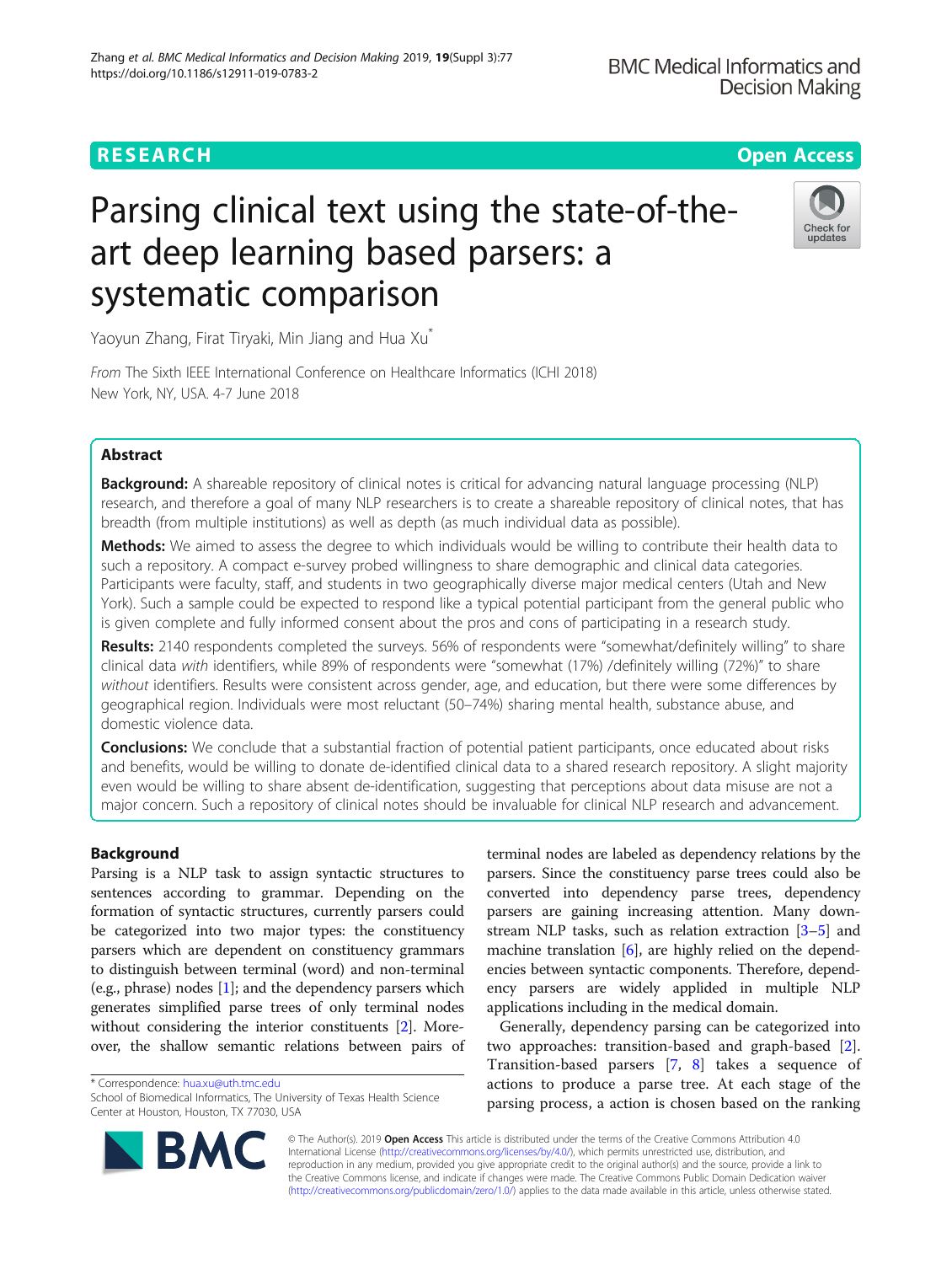# RESEARCH

Open Access

# Parsing clinical text using the state-of-the-art deep learning based parsers: a systematic comparison

Yaoyun Zhang, Firat Tiryaki, Min Jiang and Hua Xu*

*From* The Sixth IEEE International Conference on Healthcare Informatics (ICHI 2018)
New York, NY, USA. 4-7 June 2018

## Abstract

**Background:** A shareable repository of clinical notes is critical for advancing natural language processing (NLP) research, and therefore a goal of many NLP researchers is to create a shareable repository of clinical notes, that has breadth (from multiple institutions) as well as depth (as much individual data as possible).

**Methods:** We aimed to assess the degree to which individuals would be willing to contribute their health data to such a repository. A compact e-survey probed willingness to share demographic and clinical data categories. Participants were faculty, staff, and students in two geographically diverse major medical centers (Utah and New York). Such a sample could be expected to respond like a typical potential participant from the general public who is given complete and fully informed consent about the pros and cons of participating in a research study.

**Results:** 2140 respondents completed the surveys. 56% of respondents were "somewhat/definitely willing" to share clinical data *with* identifiers, while 89% of respondents were "somewhat (17%) /definitely willing (72%)" to share *without* identifiers. Results were consistent across gender, age, and education, but there were some differences by geographical region. Individuals were most reluctant (50–74%) sharing mental health, substance abuse, and domestic violence data.

**Conclusions:** We conclude that a substantial fraction of potential patient participants, once educated about risks and benefits, would be willing to donate de-identified clinical data to a shared research repository. A slight majority even would be willing to share absent de-identification, suggesting that perceptions about data misuse are not a major concern. Such a repository of clinical notes should be invaluable for clinical NLP research and advancement.

## Background

Parsing is a NLP task to assign syntactic structures to sentences according to grammar. Depending on the formation of syntactic structures, currently parsers could be categorized into two major types: the constituency parsers which are dependent on constituency grammars to distinguish between terminal (word) and non-terminal (e.g., phrase) nodes [1]; and the dependency parsers which generates simplified parse trees of only terminal nodes without considering the interior constituents [2]. Moreover, the shallow semantic relations between pairs of terminal nodes are labeled as dependency relations by the parsers. Since the constituency parse trees could also be converted into dependency parse trees, dependency parsers are gaining increasing attention. Many downstream NLP tasks, such as relation extraction [3–5] and machine translation [6], are highly relied on the dependencies between syntactic components. Therefore, dependency parsers are widely applied in multiple NLP applications including in the medical domain.

Generally, dependency parsing can be categorized into two approaches: transition-based and graph-based [2]. Transition-based parsers [7, 8] takes a sequence of actions to produce a parse tree. At each stage of the parsing process, a action is chosen based on the ranking

\* Correspondence: hua.xu@uth.tmc.edu
School of Biomedical Informatics, The University of Texas Health Science Center at Houston, Houston, TX 77030, USA

© The Author(s). 2019 **Open Access** This article is distributed under the terms of the Creative Commons Attribution 4.0 International License (http://creativecommons.org/licenses/by/4.0/), which permits unrestricted use, distribution, and reproduction in any medium, provided you give appropriate credit to the original author(s) and the source, provide a link to the Creative Commons license, and indicate if changes were made. The Creative Commons Public Domain Dedication waiver (http://creativecommons.org/publicdomain/zero/1.0/) applies to the data made available in this article, unless otherwise stated.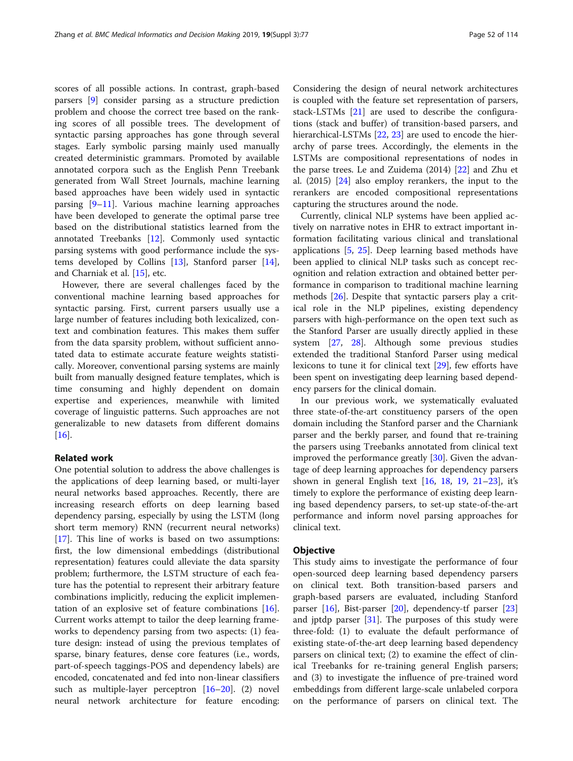scores of all possible actions. In contrast, graph-based parsers [9] consider parsing as a structure prediction problem and choose the correct tree based on the ranking scores of all possible trees. The development of syntactic parsing approaches has gone through several stages. Early symbolic parsing mainly used manually created deterministic grammars. Promoted by available annotated corpora such as the English Penn Treebank generated from Wall Street Journals, machine learning based approaches have been widely used in syntactic parsing [9–11]. Various machine learning approaches have been developed to generate the optimal parse tree based on the distributional statistics learned from the annotated Treebanks [12]. Commonly used syntactic parsing systems with good performance include the systems developed by Collins [13], Stanford parser [14], and Charniak et al. [15], etc.

However, there are several challenges faced by the conventional machine learning based approaches for syntactic parsing. First, current parsers usually use a large number of features including both lexicalized, context and combination features. This makes them suffer from the data sparsity problem, without sufficient annotated data to estimate accurate feature weights statistically. Moreover, conventional parsing systems are mainly built from manually designed feature templates, which is time consuming and highly dependent on domain expertise and experiences, meanwhile with limited coverage of linguistic patterns. Such approaches are not generalizable to new datasets from different domains [16].

## Related work

One potential solution to address the above challenges is the applications of deep learning based, or multi-layer neural networks based approaches. Recently, there are increasing research efforts on deep learning based dependency parsing, especially by using the LSTM (long short term memory) RNN (recurrent neural networks) [17]. This line of works is based on two assumptions: first, the low dimensional embeddings (distributional representation) features could alleviate the data sparsity problem; furthermore, the LSTM structure of each feature has the potential to represent their arbitrary feature combinations implicitly, reducing the explicit implementation of an explosive set of feature combinations [16]. Current works attempt to tailor the deep learning frameworks to dependency parsing from two aspects: (1) feature design: instead of using the previous templates of sparse, binary features, dense core features (i.e., words, part-of-speech taggings-POS and dependency labels) are encoded, concatenated and fed into non-linear classifiers such as multiple-layer perceptron [16–20]. (2) novel neural network architecture for feature encoding: Considering the design of neural network architectures is coupled with the feature set representation of parsers, stack-LSTMs [21] are used to describe the configurations (stack and buffer) of transition-based parsers, and hierarchical-LSTMs [22, 23] are used to encode the hierarchy of parse trees. Accordingly, the elements in the LSTMs are compositional representations of nodes in the parse trees. Le and Zuidema (2014) [22] and Zhu et al. (2015) [24] also employ rerankers, the input to the rerankers are encoded compositional representations capturing the structures around the node.

Currently, clinical NLP systems have been applied actively on narrative notes in EHR to extract important information facilitating various clinical and translational applications [5, 25]. Deep learning based methods have been applied to clinical NLP tasks such as concept recognition and relation extraction and obtained better performance in comparison to traditional machine learning methods [26]. Despite that syntactic parsers play a critical role in the NLP pipelines, existing dependency parsers with high-performance on the open text such as the Stanford Parser are usually directly applied in these system [27, 28]. Although some previous studies extended the traditional Stanford Parser using medical lexicons to tune it for clinical text [29], few efforts have been spent on investigating deep learning based dependency parsers for the clinical domain.

In our previous work, we systematically evaluated three state-of-the-art constituency parsers of the open domain including the Stanford parser and the Charniank parser and the berkly parser, and found that re-training the parsers using Treebanks annotated from clinical text improved the performance greatly [30]. Given the advantage of deep learning approaches for dependency parsers shown in general English text [16, 18, 19, 21–23], it's timely to explore the performance of existing deep learning based dependency parsers, to set-up state-of-the-art performance and inform novel parsing approaches for clinical text.

## Objective

This study aims to investigate the performance of four open-sourced deep learning based dependency parsers on clinical text. Both transition-based parsers and graph-based parsers are evaluated, including Stanford parser [16], Bist-parser [20], dependency-tf parser [23] and jptdp parser [31]. The purposes of this study were three-fold: (1) to evaluate the default performance of existing state-of-the-art deep learning based dependency parsers on clinical text; (2) to examine the effect of clinical Treebanks for re-training general English parsers; and (3) to investigate the influence of pre-trained word embeddings from different large-scale unlabeled corpora on the performance of parsers on clinical text. The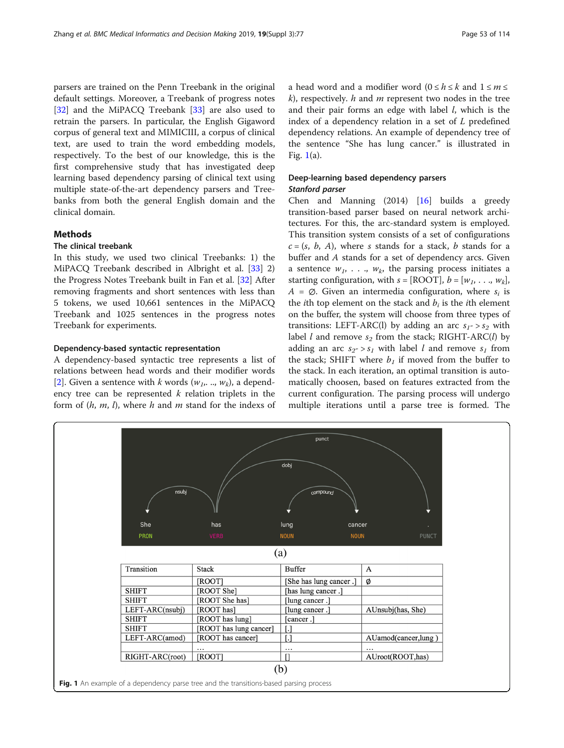parsers are trained on the Penn Treebank in the original default settings. Moreover, a Treebank of progress notes [32] and the MiPACQ Treebank [33] are also used to retrain the parsers. In particular, the English Gigaword corpus of general text and MIMICIII, a corpus of clinical text, are used to train the word embedding models, respectively. To the best of our knowledge, this is the first comprehensive study that has investigated deep learning based dependency parsing of clinical text using multiple state-of-the-art dependency parsers and Treebanks from both the general English domain and the clinical domain.

## Methods

### The clinical treebank

In this study, we used two clinical Treebanks: 1) the MiPACQ Treebank described in Albright et al. [33] 2) the Progress Notes Treebank built in Fan et al. [32] After removing fragments and short sentences with less than 5 tokens, we used 10,661 sentences in the MiPACQ Treebank and 1025 sentences in the progress notes Treebank for experiments.

### Dependency-based syntactic representation

A dependency-based syntactic tree represents a list of relations between head words and their modifier words [2]. Given a sentence with $k$ words ($w_1$,. .., $w_k$), a dependency tree can be represented $k$ relation triplets in the form of ($h$, $m$, $l$), where $h$ and $m$ stand for the indexs of a head word and a modifier word ($0 \leq h \leq k$ and $1 \leq m \leq k$), respectively. $h$ and $m$ represent two nodes in the tree and their pair forms an edge with label $l$, which is the index of a dependency relation in a set of $L$ predefined dependency relations. An example of dependency tree of the sentence "She has lung cancer." is illustrated in Fig. 1(a).

### Deep-learning based dependency parsers

#### *Stanford parser*

Chen and Manning (2014) [16] builds a greedy transition-based parser based on neural network architectures. For this, the arc-standard system is employed. This transition system consists of a set of configurations $c = (s, b, A)$, where $s$ stands for a stack, $b$ stands for a buffer and $A$ stands for a set of dependency arcs. Given a sentence $w_1, . . ., w_k$, the parsing process initiates a starting configuration, with $s$ = [ROOT], $b = [w_1, . . ., w_k]$, $A = \varnothing$. Given an intermedia configuration, where $s_i$ is the $i$th top element on the stack and $b_i$ is the $i$th element on the buffer, the system will choose from three types of transitions: LEFT-ARC(l) by adding an arc $s_1 -> s_2$ with label $l$ and remove $s_2$ from the stack; RIGHT-ARC($l$) by adding an arc $s_2 -> s_1$ with label $l$ and remove $s_1$ from the stack; SHIFT where $b_1$ if moved from the buffer to the stack. In each iteration, an optimal transition is automatically choosen, based on features extracted from the current configuration. The parsing process will undergo multiple iterations until a parse tree is formed. The

(a)

| Transition | Stack | Buffer | A |
|---|---|---|---|
| | [ROOT] | [She has lung cancer .] | Ø |
| SHIFT | [ROOT She] | [has lung cancer .] | |
| SHIFT | [ROOT She has] | [lung cancer .] | |
| LEFT-ARC(nsubj) | [ROOT has] | [lung cancer .] | AUnsubj(has, She) |
| SHIFT | [ROOT has lung] | [cancer .] | |
| SHIFT | [ROOT has lung cancer] | [.] | |
| LEFT-ARC(amod) | [ROOT has cancer] | [.] | AUamod(cancer,lung ) |
| | … | … | … |
| RIGHT-ARC(root) | [ROOT] | [] | AUroot(ROOT,has) |

(b)

**Fig. 1** An example of a dependency parse tree and the transitions-based parsing process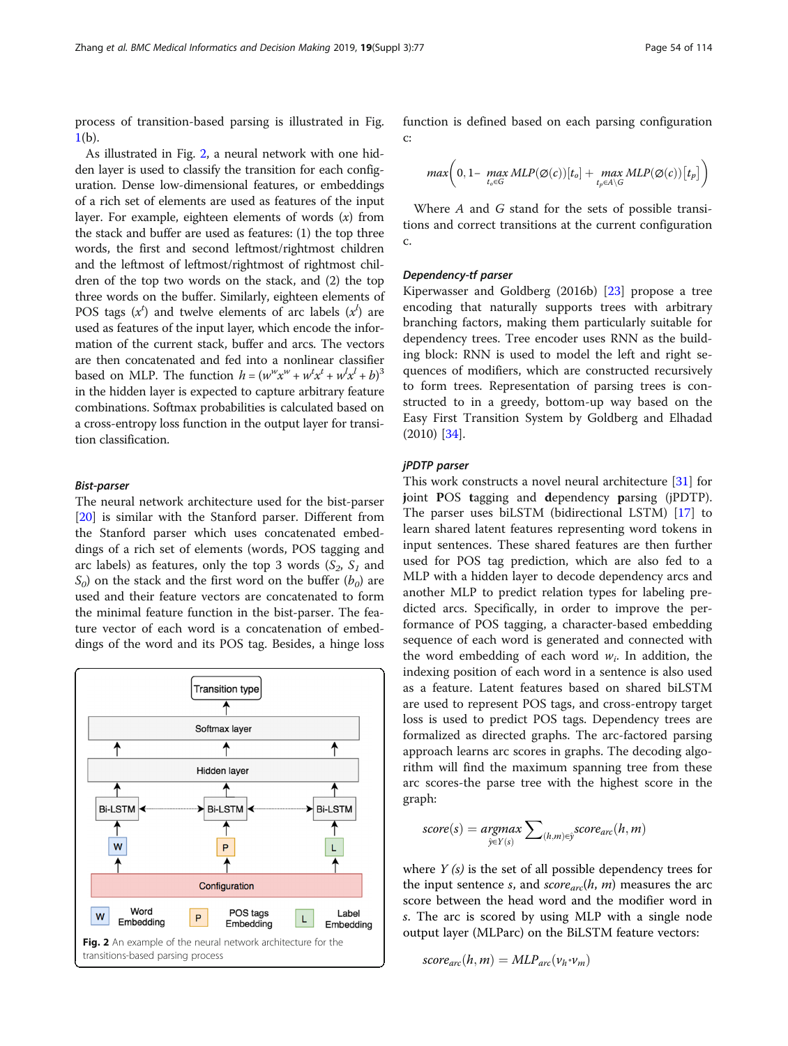process of transition-based parsing is illustrated in Fig. 1(b).

As illustrated in Fig. 2, a neural network with one hidden layer is used to classify the transition for each configuration. Dense low-dimensional features, or embeddings of a rich set of elements are used as features of the input layer. For example, eighteen elements of words ($x$) from the stack and buffer are used as features: (1) the top three words, the first and second leftmost/rightmost children and the leftmost of leftmost/rightmost of rightmost children of the top two words on the stack, and (2) the top three words on the buffer. Similarly, eighteen elements of POS tags ($x^t$) and twelve elements of arc labels ($x^l$) are used as features of the input layer, which encode the information of the current stack, buffer and arcs. The vectors are then concatenated and fed into a nonlinear classifier based on MLP. The function $h = (w^w x^w + w^t x^t + w^l x^l + b)^3$ in the hidden layer is expected to capture arbitrary feature combinations. Softmax probabilities is calculated based on a cross-entropy loss function in the output layer for transition classification.

Fig. 2 An example of the neural network architecture for the transitions-based parsing process

### *Bist-parser*

The neural network architecture used for the bist-parser [20] is similar with the Stanford parser. Different from the Stanford parser which uses concatenated embeddings of a rich set of elements (words, POS tagging and arc labels) as features, only the top 3 words ($S_2$, $S_1$ and $S_0$) on the stack and the first word on the buffer ($b_0$) are used and their feature vectors are concatenated to form the minimal feature function in the bist-parser. The feature vector of each word is a concatenation of embeddings of the word and its POS tag. Besides, a hinge loss function is defined based on each parsing configuration c:

$$max\left(0, 1- \max_{t_o \in G} MLP(\varnothing(c))[t_o] + \max_{t_p \in A \setminus G} MLP(\varnothing(c))\left[t_p\right]\right)$$

Where $A$ and $G$ stand for the sets of possible transitions and correct transitions at the current configuration c.

### *Dependency-tf parser*

Kiperwasser and Goldberg (2016b) [23] propose a tree encoding that naturally supports trees with arbitrary branching factors, making them particularly suitable for dependency trees. Tree encoder uses RNN as the building block: RNN is used to model the left and right sequences of modifiers, which are constructed recursively to form trees. Representation of parsing trees is constructed to in a greedy, bottom-up way based on the Easy First Transition System by Goldberg and Elhadad (2010) [34].

### *jPDTP parser*

This work constructs a novel neural architecture [31] for **j**oint **P**OS **t**agging and **d**ependency **p**arsing (jPDTP). The parser uses biLSTM (bidirectional LSTM) [17] to learn shared latent features representing word tokens in input sentences. These shared features are then further used for POS tag prediction, which are also fed to a MLP with a hidden layer to decode dependency arcs and another MLP to predict relation types for labeling predicted arcs. Specifically, in order to improve the performance of POS tagging, a character-based embedding sequence of each word is generated and connected with the word embedding of each word $w_i$. In addition, the indexing position of each word in a sentence is also used as a feature. Latent features based on shared biLSTM are used to represent POS tags, and cross-entropy target loss is used to predict POS tags. Dependency trees are formalized as directed graphs. The arc-factored parsing approach learns arc scores in graphs. The decoding algorithm will find the maximum spanning tree from these arc scores-the parse tree with the highest score in the graph:

$$score(s) = \underset{\hat{y} \in Y(s)}{argmax} \sum\nolimits_{(h,m) \in \hat{y}} score_{arc}(h, m)$$

where $Y(s)$ is the set of all possible dependency trees for the input sentence $s$, and $score_{arc}(h, m)$ measures the arc score between the head word and the modifier word in $s$. The arc is scored by using MLP with a single node output layer (MLParc) on the BiLSTM feature vectors:

$$score_{arc}(h, m) = MLP_{arc}(v_h \circ v_m)$$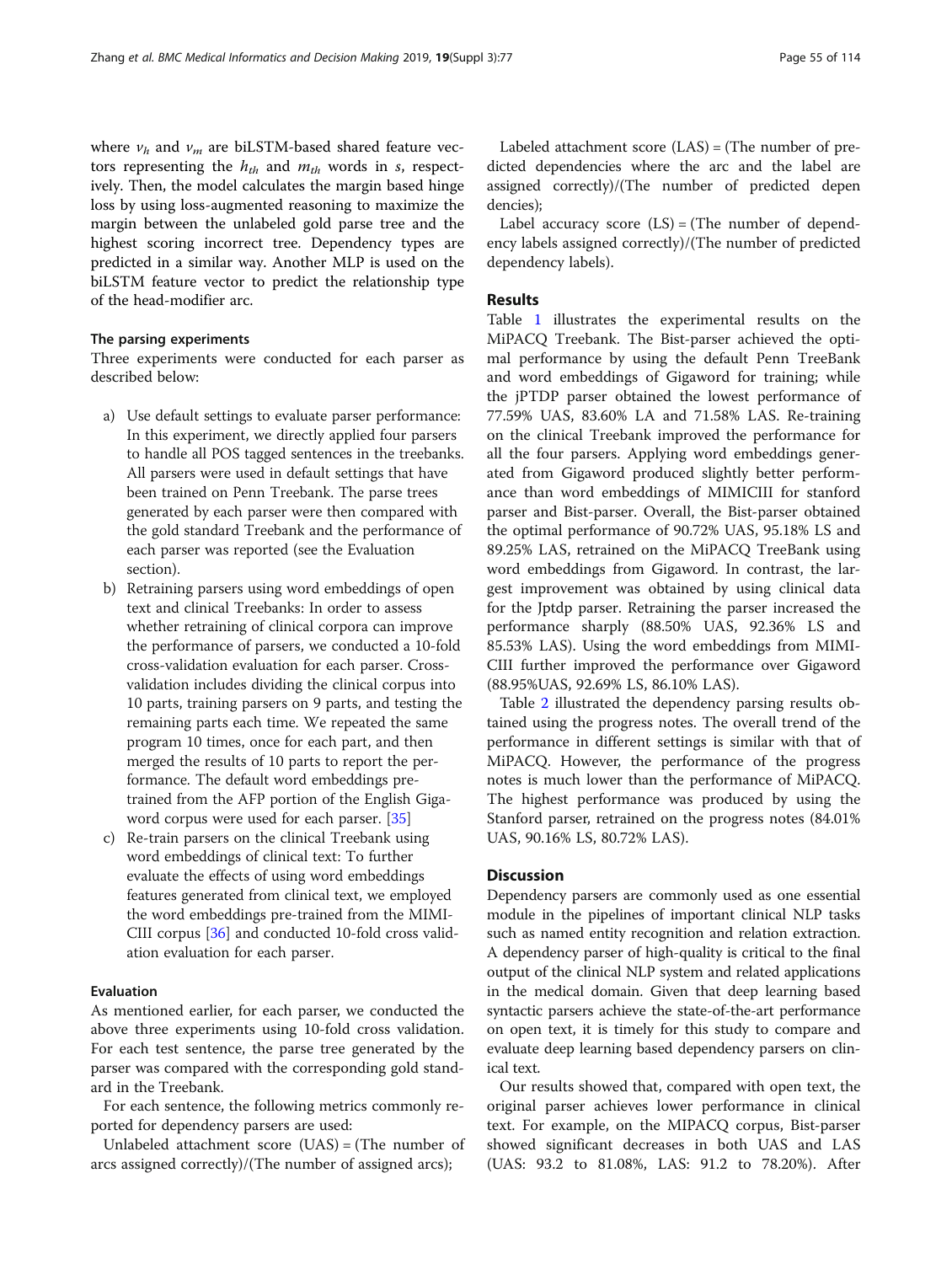where $v_h$ and $v_m$ are biLSTM-based shared feature vectors representing the $h_{th}$ and $m_{th}$ words in $s$, respectively. Then, the model calculates the margin based hinge loss by using loss-augmented reasoning to maximize the margin between the unlabeled gold parse tree and the highest scoring incorrect tree. Dependency types are predicted in a similar way. Another MLP is used on the biLSTM feature vector to predict the relationship type of the head-modifier arc.

### The parsing experiments

Three experiments were conducted for each parser as described below:

a) Use default settings to evaluate parser performance: In this experiment, we directly applied four parsers to handle all POS tagged sentences in the treebanks. All parsers were used in default settings that have been trained on Penn Treebank. The parse trees generated by each parser were then compared with the gold standard Treebank and the performance of each parser was reported (see the Evaluation section).
b) Retraining parsers using word embeddings of open text and clinical Treebanks: In order to assess whether retraining of clinical corpora can improve the performance of parsers, we conducted a 10-fold cross-validation evaluation for each parser. Cross-validation includes dividing the clinical corpus into 10 parts, training parsers on 9 parts, and testing the remaining parts each time. We repeated the same program 10 times, once for each part, and then merged the results of 10 parts to report the performance. The default word embeddings pre-trained from the AFP portion of the English Gigaword corpus were used for each parser. [35]
c) Re-train parsers on the clinical Treebank using word embeddings of clinical text: To further evaluate the effects of using word embeddings features generated from clinical text, we employed the word embeddings pre-trained from the MIMI-CIII corpus [36] and conducted 10-fold cross validation evaluation for each parser.

### Evaluation

As mentioned earlier, for each parser, we conducted the above three experiments using 10-fold cross validation. For each test sentence, the parse tree generated by the parser was compared with the corresponding gold standard in the Treebank.

For each sentence, the following metrics commonly reported for dependency parsers are used:

Unlabeled attachment score (UAS) = (The number of arcs assigned correctly)/(The number of assigned arcs);

Labeled attachment score (LAS) = (The number of predicted dependencies where the arc and the label are assigned correctly)/(The number of predicted dependencies);

Label accuracy score (LS) = (The number of dependency labels assigned correctly)/(The number of predicted dependency labels).

## Results

Table 1 illustrates the experimental results on the MiPACQ Treebank. The Bist-parser achieved the optimal performance by using the default Penn TreeBank and word embeddings of Gigaword for training; while the jPTDP parser obtained the lowest performance of 77.59% UAS, 83.60% LA and 71.58% LAS. Re-training on the clinical Treebank improved the performance for all the four parsers. Applying word embeddings generated from Gigaword produced slightly better performance than word embeddings of MIMICIII for stanford parser and Bist-parser. Overall, the Bist-parser obtained the optimal performance of 90.72% UAS, 95.18% LS and 89.25% LAS, retrained on the MiPACQ TreeBank using word embeddings from Gigaword. In contrast, the largest improvement was obtained by using clinical data for the Jptdp parser. Retraining the parser increased the performance sharply (88.50% UAS, 92.36% LS and 85.53% LAS). Using the word embeddings from MIMI-CIII further improved the performance over Gigaword (88.95%UAS, 92.69% LS, 86.10% LAS).

Table 2 illustrated the dependency parsing results obtained using the progress notes. The overall trend of the performance in different settings is similar with that of MiPACQ. However, the performance of the progress notes is much lower than the performance of MiPACQ. The highest performance was produced by using the Stanford parser, retrained on the progress notes (84.01% UAS, 90.16% LS, 80.72% LAS).

## Discussion

Dependency parsers are commonly used as one essential module in the pipelines of important clinical NLP tasks such as named entity recognition and relation extraction. A dependency parser of high-quality is critical to the final output of the clinical NLP system and related applications in the medical domain. Given that deep learning based syntactic parsers achieve the state-of-the-art performance on open text, it is timely for this study to compare and evaluate deep learning based dependency parsers on clinical text.

Our results showed that, compared with open text, the original parser achieves lower performance in clinical text. For example, on the MIPACQ corpus, Bist-parser showed significant decreases in both UAS and LAS (UAS: 93.2 to 81.08%, LAS: 91.2 to 78.20%). After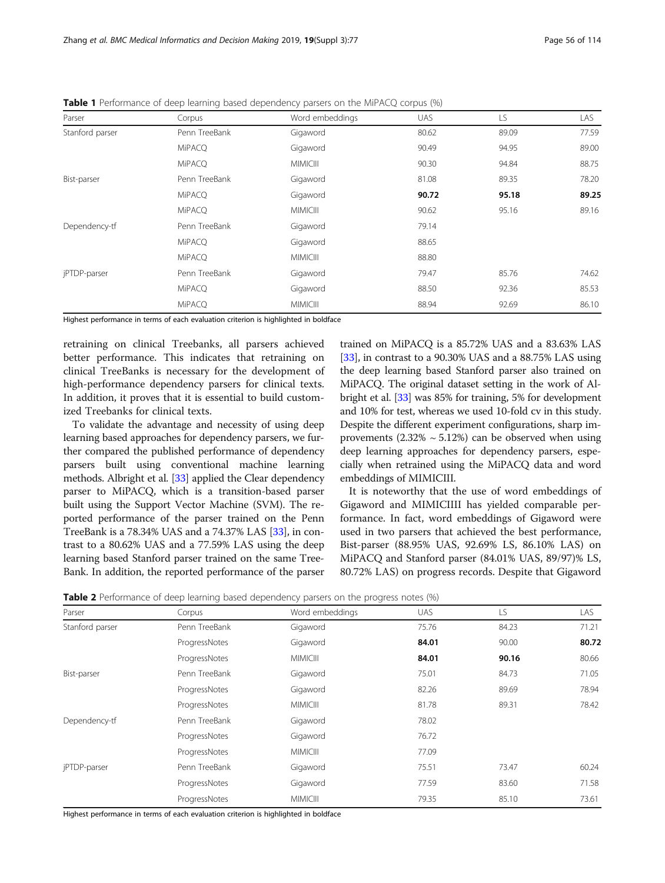**Table 1** Performance of deep learning based dependency parsers on the MiPACQ corpus (%)

| Parser | Corpus | Word embeddings | UAS | LS | LAS |
|---|---|---|---|---|---|
| Stanford parser | Penn TreeBank | Gigaword | 80.62 | 89.09 | 77.59 |
| | MiPACQ | Gigaword | 90.49 | 94.95 | 89.00 |
| | MiPACQ | MIMICIII | 90.30 | 94.84 | 88.75 |
| Bist-parser | Penn TreeBank | Gigaword | 81.08 | 89.35 | 78.20 |
| | MiPACQ | Gigaword | **90.72** | **95.18** | **89.25** |
| | MiPACQ | MIMICIII | 90.62 | 95.16 | 89.16 |
| Dependency-tf | Penn TreeBank | Gigaword | 79.14 | | |
| | MiPACQ | Gigaword | 88.65 | | |
| | MiPACQ | MIMICIII | 88.80 | | |
| jPTDP-parser | Penn TreeBank | Gigaword | 79.47 | 85.76 | 74.62 |
| | MiPACQ | Gigaword | 88.50 | 92.36 | 85.53 |
| | MiPACQ | MIMICIII | 88.94 | 92.69 | 86.10 |

Highest performance in terms of each evaluation criterion is highlighted in boldface

retraining on clinical Treebanks, all parsers achieved better performance. This indicates that retraining on clinical TreeBanks is necessary for the development of high-performance dependency parsers for clinical texts. In addition, it proves that it is essential to build customized Treebanks for clinical texts.

To validate the advantage and necessity of using deep learning based approaches for dependency parsers, we further compared the published performance of dependency parsers built using conventional machine learning methods. Albright et al. [33] applied the Clear dependency parser to MiPACQ, which is a transition-based parser built using the Support Vector Machine (SVM). The reported performance of the parser trained on the Penn TreeBank is a 78.34% UAS and a 74.37% LAS [33], in contrast to a 80.62% UAS and a 77.59% LAS using the deep learning based Stanford parser trained on the same TreeBank. In addition, the reported performance of the parser trained on MiPACQ is a 85.72% UAS and a 83.63% LAS [33], in contrast to a 90.30% UAS and a 88.75% LAS using the deep learning based Stanford parser also trained on MiPACQ. The original dataset setting in the work of Albright et al. [33] was 85% for training, 5% for development and 10% for test, whereas we used 10-fold cv in this study. Despite the different experiment configurations, sharp improvements (2.32% ~ 5.12%) can be observed when using deep learning approaches for dependency parsers, especially when retrained using the MiPACQ data and word embeddings of MIMICIII.

It is noteworthy that the use of word embeddings of Gigaword and MIMICIIII has yielded comparable performance. In fact, word embeddings of Gigaword were used in two parsers that achieved the best performance, Bist-parser (88.95% UAS, 92.69% LS, 86.10% LAS) on MiPACQ and Stanford parser (84.01% UAS, 89/97)% LS, 80.72% LAS) on progress records. Despite that Gigaword

**Table 2** Performance of deep learning based dependency parsers on the progress notes (%)

| Parser | Corpus | Word embeddings | UAS | LS | LAS |
|---|---|---|---|---|---|
| Stanford parser | Penn TreeBank | Gigaword | 75.76 | 84.23 | 71.21 |
| | ProgressNotes | Gigaword | **84.01** | 90.00 | **80.72** |
| | ProgressNotes | MIMICIII | **84.01** | **90.16** | 80.66 |
| Bist-parser | Penn TreeBank | Gigaword | 75.01 | 84.73 | 71.05 |
| | ProgressNotes | Gigaword | 82.26 | 89.69 | 78.94 |
| | ProgressNotes | MIMICIII | 81.78 | 89.31 | 78.42 |
| Dependency-tf | Penn TreeBank | Gigaword | 78.02 | | |
| | ProgressNotes | Gigaword | 76.72 | | |
| | ProgressNotes | MIMICIII | 77.09 | | |
| jPTDP-parser | Penn TreeBank | Gigaword | 75.51 | 73.47 | 60.24 |
| | ProgressNotes | Gigaword | 77.59 | 83.60 | 71.58 |
| | ProgressNotes | MIMICIII | 79.35 | 85.10 | 73.61 |

Highest performance in terms of each evaluation criterion is highlighted in boldface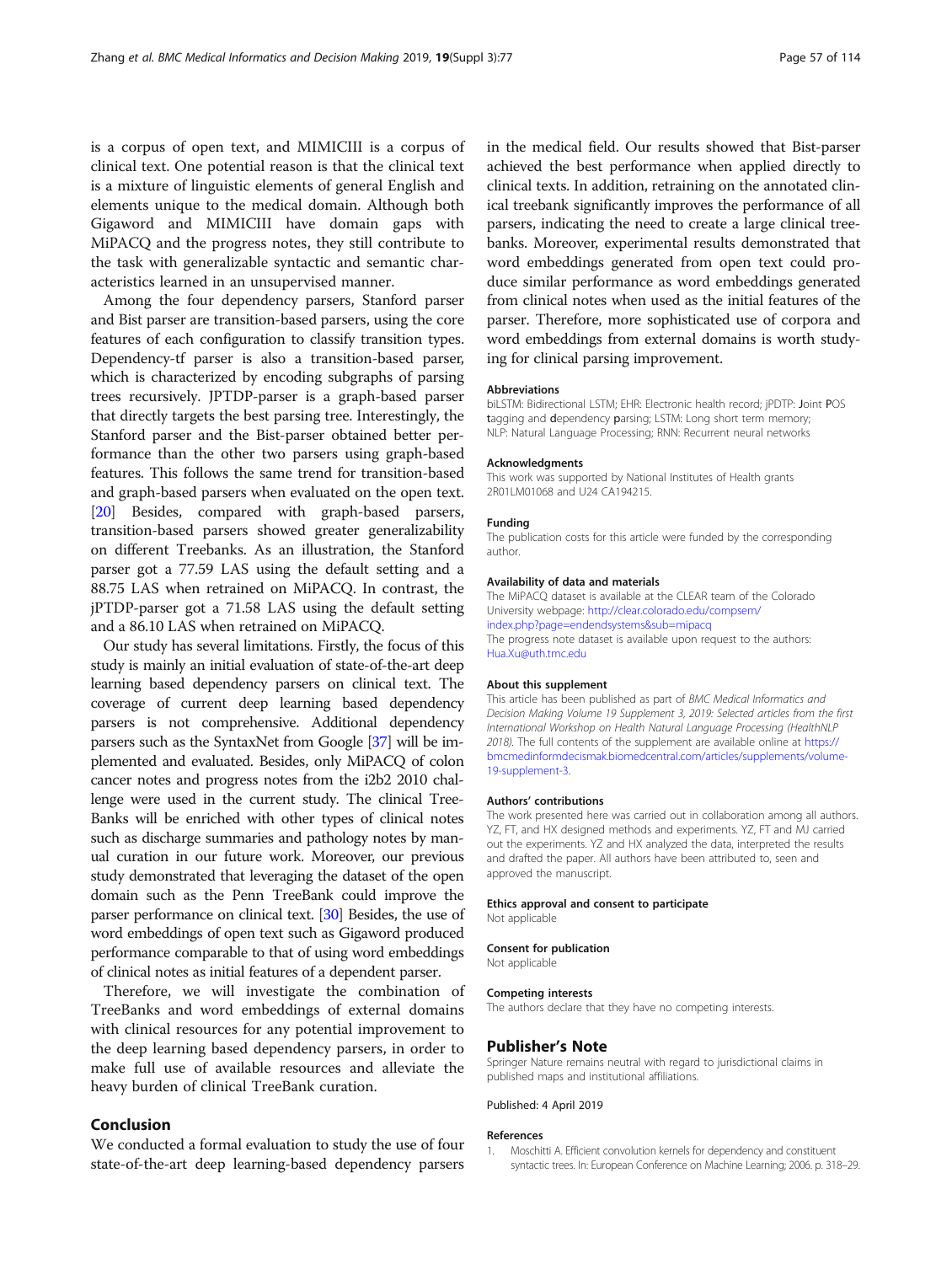is a corpus of open text, and MIMICIII is a corpus of clinical text. One potential reason is that the clinical text is a mixture of linguistic elements of general English and elements unique to the medical domain. Although both Gigaword and MIMICIII have domain gaps with MiPACQ and the progress notes, they still contribute to the task with generalizable syntactic and semantic characteristics learned in an unsupervised manner.

Among the four dependency parsers, Stanford parser and Bist parser are transition-based parsers, using the core features of each configuration to classify transition types. Dependency-tf parser is also a transition-based parser, which is characterized by encoding subgraphs of parsing trees recursively. JPTDP-parser is a graph-based parser that directly targets the best parsing tree. Interestingly, the Stanford parser and the Bist-parser obtained better performance than the other two parsers using graph-based features. This follows the same trend for transition-based and graph-based parsers when evaluated on the open text. [20] Besides, compared with graph-based parsers, transition-based parsers showed greater generalizability on different Treebanks. As an illustration, the Stanford parser got a 77.59 LAS using the default setting and a 88.75 LAS when retrained on MiPACQ. In contrast, the jPTDP-parser got a 71.58 LAS using the default setting and a 86.10 LAS when retrained on MiPACQ.

Our study has several limitations. Firstly, the focus of this study is mainly an initial evaluation of state-of-the-art deep learning based dependency parsers on clinical text. The coverage of current deep learning based dependency parsers is not comprehensive. Additional dependency parsers such as the SyntaxNet from Google [37] will be implemented and evaluated. Besides, only MiPACQ of colon cancer notes and progress notes from the i2b2 2010 challenge were used in the current study. The clinical TreeBanks will be enriched with other types of clinical notes such as discharge summaries and pathology notes by manual curation in our future work. Moreover, our previous study demonstrated that leveraging the dataset of the open domain such as the Penn TreeBank could improve the parser performance on clinical text. [30] Besides, the use of word embeddings of open text such as Gigaword produced performance comparable to that of using word embeddings of clinical notes as initial features of a dependent parser.

Therefore, we will investigate the combination of TreeBanks and word embeddings of external domains with clinical resources for any potential improvement to the deep learning based dependency parsers, in order to make full use of available resources and alleviate the heavy burden of clinical TreeBank curation.

## Conclusion

We conducted a formal evaluation to study the use of four state-of-the-art deep learning-based dependency parsers in the medical field. Our results showed that Bist-parser achieved the best performance when applied directly to clinical texts. In addition, retraining on the annotated clinical treebank significantly improves the performance of all parsers, indicating the need to create a large clinical treebanks. Moreover, experimental results demonstrated that word embeddings generated from open text could produce similar performance as word embeddings generated from clinical notes when used as the initial features of the parser. Therefore, more sophisticated use of corpora and word embeddings from external domains is worth studying for clinical parsing improvement.

#### Abbreviations

biLSTM: Bidirectional LSTM; EHR: Electronic health record; jPDTP: **J**oint **P**OS **t**agging and **d**ependency **p**arsing; LSTM: Long short term memory; NLP: Natural Language Processing; RNN: Recurrent neural networks

#### Acknowledgments

This work was supported by National Institutes of Health grants 2R01LM01068 and U24 CA194215.

#### Funding

The publication costs for this article were funded by the corresponding author.

#### Availability of data and materials

The MiPACQ dataset is available at the CLEAR team of the Colorado University webpage: http://clear.colorado.edu/compsem/index.php?page=endendsystems&sub=mipacq

The progress note dataset is available upon request to the authors: Hua.Xu@uth.tmc.edu

#### About this supplement

This article has been published as part of *BMC Medical Informatics and Decision Making Volume 19 Supplement 3, 2019: Selected articles from the first International Workshop on Health Natural Language Processing (HealthNLP 2018)*. The full contents of the supplement are available online at https://bmcmedinformdecismak.biomedcentral.com/articles/supplements/volume-19-supplement-3.

#### Authors' contributions

The work presented here was carried out in collaboration among all authors. YZ, FT, and HX designed methods and experiments. YZ, FT and MJ carried out the experiments. YZ and HX analyzed the data, interpreted the results and drafted the paper. All authors have been attributed to, seen and approved the manuscript.

#### Ethics approval and consent to participate

Not applicable

#### Consent for publication

Not applicable

#### Competing interests

The authors declare that they have no competing interests.

## Publisher's Note

Springer Nature remains neutral with regard to jurisdictional claims in published maps and institutional affiliations.

Published: 4 April 2019

#### References

1. Moschitti A. Efficient convolution kernels for dependency and constituent syntactic trees. In: European Conference on Machine Learning; 2006. p. 318–29.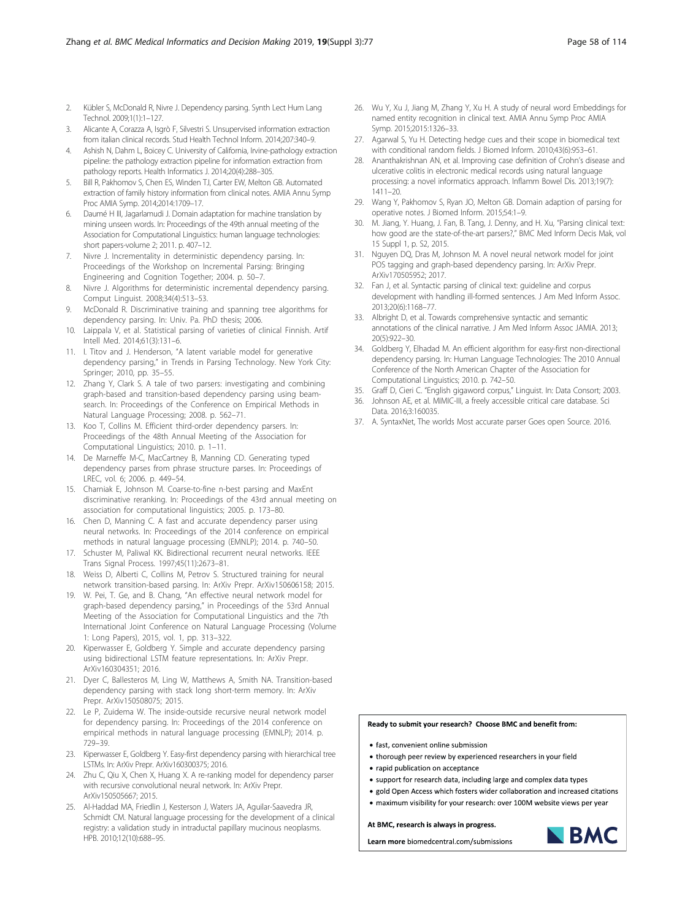2. Kübler S, McDonald R, Nivre J. Dependency parsing. Synth Lect Hum Lang Technol. 2009;1(1):1–127.
3. Alicante A, Corazza A, Isgrò F, Silvestri S. Unsupervised information extraction from italian clinical records. Stud Health Technol Inform. 2014;207:340–9.
4. Ashish N, Dahm L, Boicey C. University of California, Irvine-pathology extraction pipeline: the pathology extraction pipeline for information extraction from pathology reports. Health Informatics J. 2014;20(4):288–305.
5. Bill R, Pakhomov S, Chen ES, Winden TJ, Carter EW, Melton GB. Automated extraction of family history information from clinical notes. AMIA Annu Symp Proc AMIA Symp. 2014;2014:1709–17.
6. Daumé H III, Jagarlamudi J. Domain adaptation for machine translation by mining unseen words. In: Proceedings of the 49th annual meeting of the Association for Computational Linguistics: human language technologies: short papers-volume 2; 2011. p. 407–12.
7. Nivre J. Incrementality in deterministic dependency parsing. In: Proceedings of the Workshop on Incremental Parsing: Bringing Engineering and Cognition Together; 2004. p. 50–7.
8. Nivre J. Algorithms for deterministic incremental dependency parsing. Comput Linguist. 2008;34(4):513–53.
9. McDonald R. Discriminative training and spanning tree algorithms for dependency parsing. In: Univ. Pa. PhD thesis; 2006.
10. Laippala V, et al. Statistical parsing of varieties of clinical Finnish. Artif Intell Med. 2014;61(3):131–6.
11. I. Titov and J. Henderson, "A latent variable model for generative dependency parsing," in Trends in Parsing Technology. New York City: Springer; 2010, pp. 35–55.
12. Zhang Y, Clark S. A tale of two parsers: investigating and combining graph-based and transition-based dependency parsing using beam-search. In: Proceedings of the Conference on Empirical Methods in Natural Language Processing; 2008. p. 562–71.
13. Koo T, Collins M. Efficient third-order dependency parsers. In: Proceedings of the 48th Annual Meeting of the Association for Computational Linguistics; 2010. p. 1–11.
14. De Marneffe M-C, MacCartney B, Manning CD. Generating typed dependency parses from phrase structure parses. In: Proceedings of LREC, vol. 6; 2006. p. 449–54.
15. Charniak E, Johnson M. Coarse-to-fine n-best parsing and MaxEnt discriminative reranking. In: Proceedings of the 43rd annual meeting on association for computational linguistics; 2005. p. 173–80.
16. Chen D, Manning C. A fast and accurate dependency parser using neural networks. In: Proceedings of the 2014 conference on empirical methods in natural language processing (EMNLP); 2014. p. 740–50.
17. Schuster M, Paliwal KK. Bidirectional recurrent neural networks. IEEE Trans Signal Process. 1997;45(11):2673–81.
18. Weiss D, Alberti C, Collins M, Petrov S. Structured training for neural network transition-based parsing. In: ArXiv Prepr. ArXiv150606158; 2015.
19. W. Pei, T. Ge, and B. Chang, "An effective neural network model for graph-based dependency parsing," in Proceedings of the 53rd Annual Meeting of the Association for Computational Linguistics and the 7th International Joint Conference on Natural Language Processing (Volume 1: Long Papers), 2015, vol. 1, pp. 313–322.
20. Kiperwasser E, Goldberg Y. Simple and accurate dependency parsing using bidirectional LSTM feature representations. In: ArXiv Prepr. ArXiv160304351; 2016.
21. Dyer C, Ballesteros M, Ling W, Matthews A, Smith NA. Transition-based dependency parsing with stack long short-term memory. In: ArXiv Prepr. ArXiv150508075; 2015.
22. Le P, Zuidema W. The inside-outside recursive neural network model for dependency parsing. In: Proceedings of the 2014 conference on empirical methods in natural language processing (EMNLP); 2014. p. 729–39.
23. Kiperwasser E, Goldberg Y. Easy-first dependency parsing with hierarchical tree LSTMs. In: ArXiv Prepr. ArXiv160300375; 2016.
24. Zhu C, Qiu X, Chen X, Huang X. A re-ranking model for dependency parser with recursive convolutional neural network. In: ArXiv Prepr. ArXiv150505667; 2015.
25. Al-Haddad MA, Friedlin J, Kesterson J, Waters JA, Aguilar-Saavedra JR, Schmidt CM. Natural language processing for the development of a clinical registry: a validation study in intraductal papillary mucinous neoplasms. HPB. 2010;12(10):688–95.
26. Wu Y, Xu J, Jiang M, Zhang Y, Xu H. A study of neural word Embeddings for named entity recognition in clinical text. AMIA Annu Symp Proc AMIA Symp. 2015;2015:1326–33.
27. Agarwal S, Yu H. Detecting hedge cues and their scope in biomedical text with conditional random fields. J Biomed Inform. 2010;43(6):953–61.
28. Ananthakrishnan AN, et al. Improving case definition of Crohn's disease and ulcerative colitis in electronic medical records using natural language processing: a novel informatics approach. Inflamm Bowel Dis. 2013;19(7):1411–20.
29. Wang Y, Pakhomov S, Ryan JO, Melton GB. Domain adaption of parsing for operative notes. J Biomed Inform. 2015;54:1–9.
30. M. Jiang, Y. Huang, J. Fan, B. Tang, J. Denny, and H. Xu, "Parsing clinical text: how good are the state-of-the-art parsers?," BMC Med Inform Decis Mak, vol 15 Suppl 1, p. S2, 2015.
31. Nguyen DQ, Dras M, Johnson M. A novel neural network model for joint POS tagging and graph-based dependency parsing. In: ArXiv Prepr. ArXiv170505952; 2017.
32. Fan J, et al. Syntactic parsing of clinical text: guideline and corpus development with handling ill-formed sentences. J Am Med Inform Assoc. 2013;20(6):1168–77.
33. Albright D, et al. Towards comprehensive syntactic and semantic annotations of the clinical narrative. J Am Med Inform Assoc JAMIA. 2013;20(5):922–30.
34. Goldberg Y, Elhadad M. An efficient algorithm for easy-first non-directional dependency parsing. In: Human Language Technologies: The 2010 Annual Conference of the North American Chapter of the Association for Computational Linguistics; 2010. p. 742–50.
35. Graff D, Cieri C. "English gigaword corpus," Linguist. In: Data Consort; 2003.
36. Johnson AE, et al. MIMIC-III, a freely accessible critical care database. Sci Data. 2016;3:160035.
37. A. SyntaxNet, The worlds Most accurate parser Goes open Source. 2016.

**Ready to submit your research? Choose BMC and benefit from:**

- fast, convenient online submission
- thorough peer review by experienced researchers in your field
- rapid publication on acceptance
- support for research data, including large and complex data types
- gold Open Access which fosters wider collaboration and increased citations
- maximum visibility for your research: over 100M website views per year

**At BMC, research is always in progress.**

**Learn more** biomedcentral.com/submissions